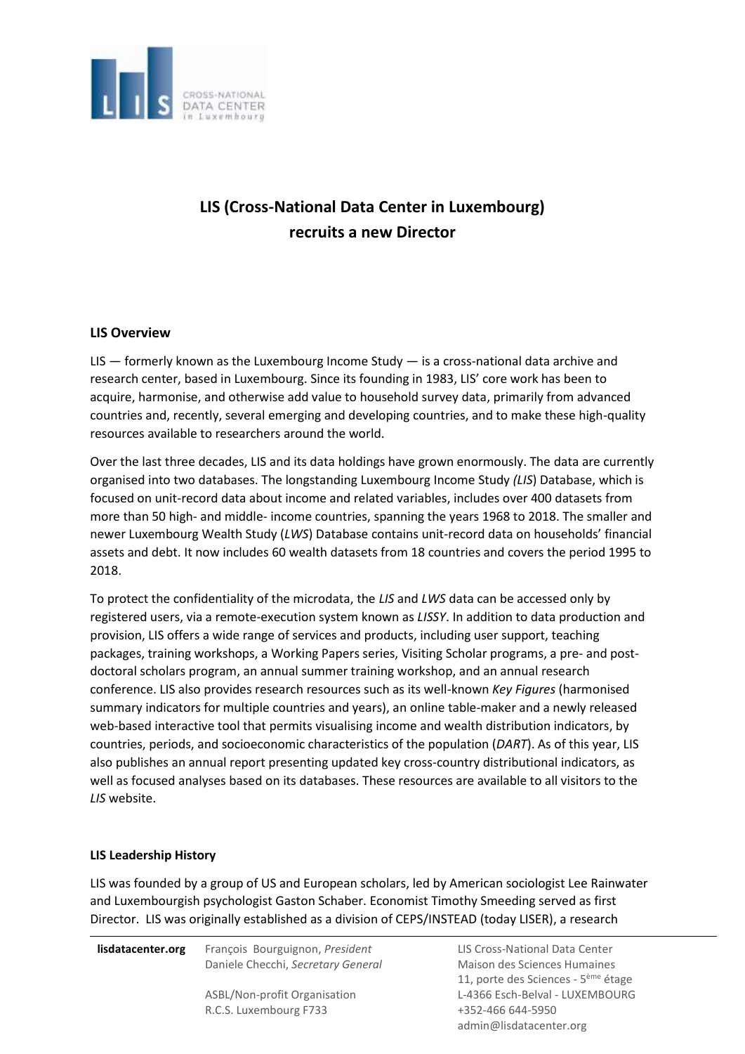# LIS (Cross-National Data Center in Luxembourg) recruits a new Director

## LIS Overview

LIS — formerly known as the Luxembourg Income Study — is a cross-national data archive and research center, based in Luxembourg. Since its founding in 1983, LIS' core work has been to acquire, harmonise, and otherwise add value to household survey data, primarily from advanced countries and, recently, several emerging and developing countries, and to make these high-quality resources available to researchers around the world.

Over the last three decades, LIS and its data holdings have grown enormously. The data are currently organised into two databases. The longstanding Luxembourg Income Study *(LIS*) Database, which is focused on unit-record data about income and related variables, includes over 400 datasets from more than 50 high- and middle- income countries, spanning the years 1968 to 2018. The smaller and newer Luxembourg Wealth Study (*LWS*) Database contains unit-record data on households' financial assets and debt. It now includes 60 wealth datasets from 18 countries and covers the period 1995 to 2018.

To protect the confidentiality of the microdata, the *LIS* and *LWS* data can be accessed only by registered users, via a remote-execution system known as *LISSY*. In addition to data production and provision, LIS offers a wide range of services and products, including user support, teaching packages, training workshops, a Working Papers series, Visiting Scholar programs, a pre- and post-doctoral scholars program, an annual summer training workshop, and an annual research conference. LIS also provides research resources such as its well-known *Key Figures* (harmonised summary indicators for multiple countries and years), an online table-maker and a newly released web-based interactive tool that permits visualising income and wealth distribution indicators, by countries, periods, and socioeconomic characteristics of the population (*DART*). As of this year, LIS also publishes an annual report presenting updated key cross-country distributional indicators, as well as focused analyses based on its databases. These resources are available to all visitors to the *LIS* website.

## LIS Leadership History

LIS was founded by a group of US and European scholars, led by American sociologist Lee Rainwater and Luxembourgish psychologist Gaston Schaber. Economist Timothy Smeeding served as first Director. LIS was originally established as a division of CEPS/INSTEAD (today LISER), a research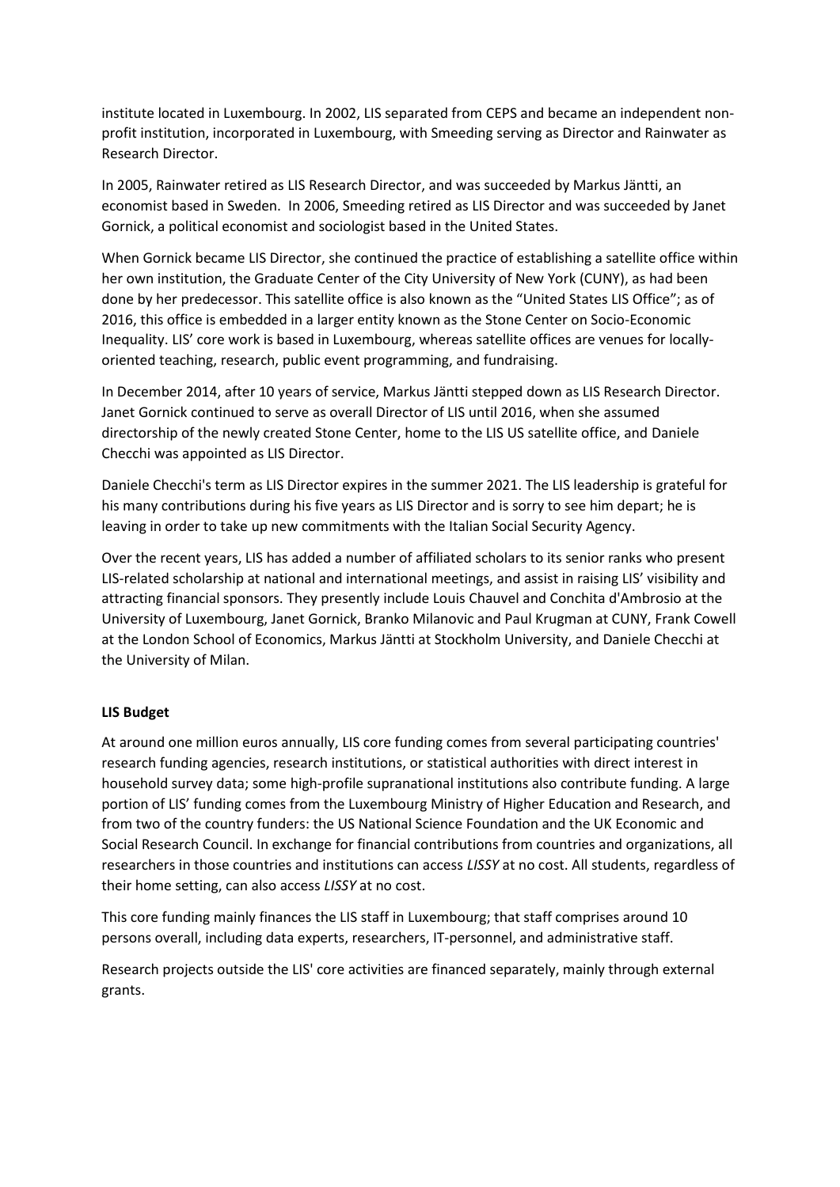institute located in Luxembourg. In 2002, LIS separated from CEPS and became an independent non-profit institution, incorporated in Luxembourg, with Smeeding serving as Director and Rainwater as Research Director.

In 2005, Rainwater retired as LIS Research Director, and was succeeded by Markus Jäntti, an economist based in Sweden. In 2006, Smeeding retired as LIS Director and was succeeded by Janet Gornick, a political economist and sociologist based in the United States.

When Gornick became LIS Director, she continued the practice of establishing a satellite office within her own institution, the Graduate Center of the City University of New York (CUNY), as had been done by her predecessor. This satellite office is also known as the "United States LIS Office"; as of 2016, this office is embedded in a larger entity known as the Stone Center on Socio-Economic Inequality. LIS' core work is based in Luxembourg, whereas satellite offices are venues for locally-oriented teaching, research, public event programming, and fundraising.

In December 2014, after 10 years of service, Markus Jäntti stepped down as LIS Research Director. Janet Gornick continued to serve as overall Director of LIS until 2016, when she assumed directorship of the newly created Stone Center, home to the LIS US satellite office, and Daniele Checchi was appointed as LIS Director.

Daniele Checchi's term as LIS Director expires in the summer 2021. The LIS leadership is grateful for his many contributions during his five years as LIS Director and is sorry to see him depart; he is leaving in order to take up new commitments with the Italian Social Security Agency.

Over the recent years, LIS has added a number of affiliated scholars to its senior ranks who present LIS-related scholarship at national and international meetings, and assist in raising LIS' visibility and attracting financial sponsors. They presently include Louis Chauvel and Conchita d'Ambrosio at the University of Luxembourg, Janet Gornick, Branko Milanovic and Paul Krugman at CUNY, Frank Cowell at the London School of Economics, Markus Jäntti at Stockholm University, and Daniele Checchi at the University of Milan.

**LIS Budget**

At around one million euros annually, LIS core funding comes from several participating countries' research funding agencies, research institutions, or statistical authorities with direct interest in household survey data; some high-profile supranational institutions also contribute funding. A large portion of LIS' funding comes from the Luxembourg Ministry of Higher Education and Research, and from two of the country funders: the US National Science Foundation and the UK Economic and Social Research Council. In exchange for financial contributions from countries and organizations, all researchers in those countries and institutions can access *LISSY* at no cost. All students, regardless of their home setting, can also access *LISSY* at no cost.

This core funding mainly finances the LIS staff in Luxembourg; that staff comprises around 10 persons overall, including data experts, researchers, IT-personnel, and administrative staff.

Research projects outside the LIS' core activities are financed separately, mainly through external grants.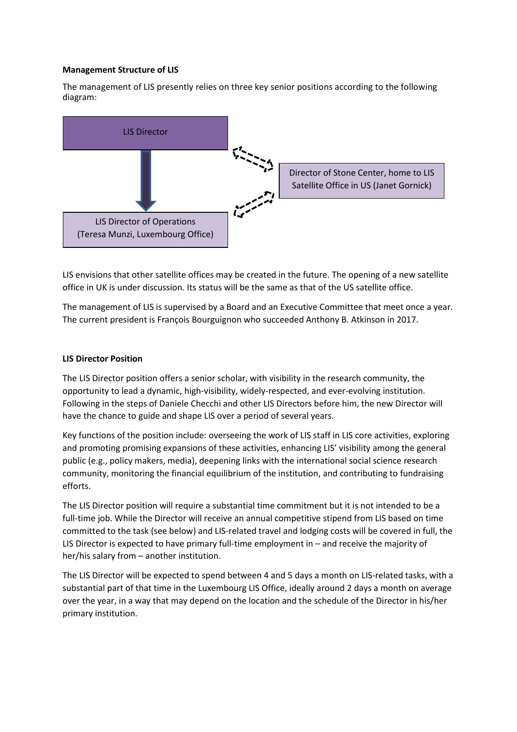**Management Structure of LIS**

The management of LIS presently relies on three key senior positions according to the following diagram:

LIS Director

Director of Stone Center, home to LIS Satellite Office in US (Janet Gornick)

LIS Director of Operations (Teresa Munzi, Luxembourg Office)

LIS envisions that other satellite offices may be created in the future. The opening of a new satellite office in UK is under discussion. Its status will be the same as that of the US satellite office.

The management of LIS is supervised by a Board and an Executive Committee that meet once a year. The current president is François Bourguignon who succeeded Anthony B. Atkinson in 2017.

**LIS Director Position**

The LIS Director position offers a senior scholar, with visibility in the research community, the opportunity to lead a dynamic, high-visibility, widely-respected, and ever-evolving institution. Following in the steps of Daniele Checchi and other LIS Directors before him, the new Director will have the chance to guide and shape LIS over a period of several years.

Key functions of the position include: overseeing the work of LIS staff in LIS core activities, exploring and promoting promising expansions of these activities, enhancing LIS' visibility among the general public (e.g., policy makers, media), deepening links with the international social science research community, monitoring the financial equilibrium of the institution, and contributing to fundraising efforts.

The LIS Director position will require a substantial time commitment but it is not intended to be a full-time job. While the Director will receive an annual competitive stipend from LIS based on time committed to the task (see below) and LIS-related travel and lodging costs will be covered in full, the LIS Director is expected to have primary full-time employment in – and receive the majority of her/his salary from – another institution.

The LIS Director will be expected to spend between 4 and 5 days a month on LIS-related tasks, with a substantial part of that time in the Luxembourg LIS Office, ideally around 2 days a month on average over the year, in a way that may depend on the location and the schedule of the Director in his/her primary institution.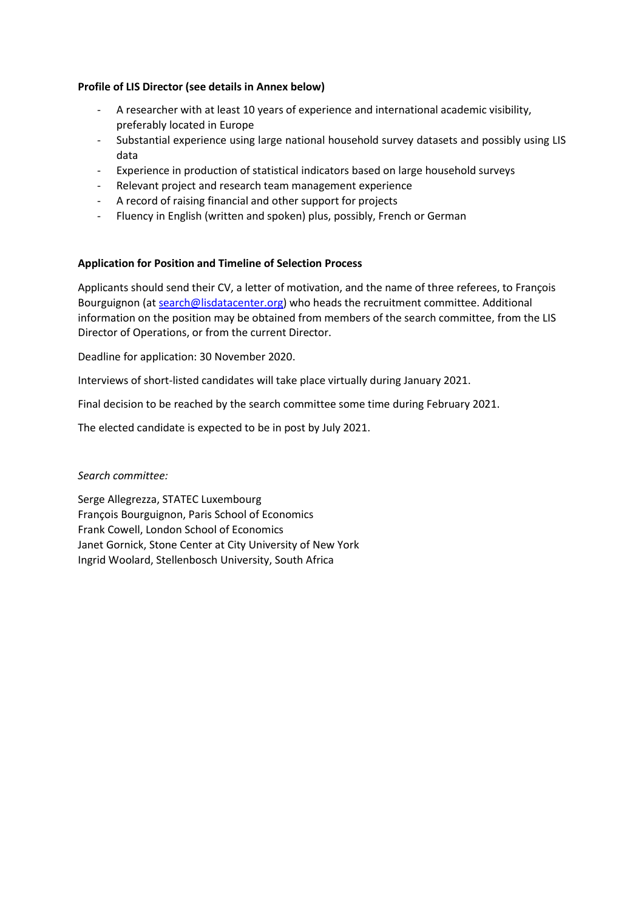**Profile of LIS Director (see details in Annex below)**

- A researcher with at least 10 years of experience and international academic visibility, preferably located in Europe
- Substantial experience using large national household survey datasets and possibly using LIS data
- Experience in production of statistical indicators based on large household surveys
- Relevant project and research team management experience
- A record of raising financial and other support for projects
- Fluency in English (written and spoken) plus, possibly, French or German

**Application for Position and Timeline of Selection Process**

Applicants should send their CV, a letter of motivation, and the name of three referees, to François Bourguignon (at search@lisdatacenter.org) who heads the recruitment committee. Additional information on the position may be obtained from members of the search committee, from the LIS Director of Operations, or from the current Director.

Deadline for application: 30 November 2020.

Interviews of short-listed candidates will take place virtually during January 2021.

Final decision to be reached by the search committee some time during February 2021.

The elected candidate is expected to be in post by July 2021.

*Search committee:*

Serge Allegrezza, STATEC Luxembourg
François Bourguignon, Paris School of Economics
Frank Cowell, London School of Economics
Janet Gornick, Stone Center at City University of New York
Ingrid Woolard, Stellenbosch University, South Africa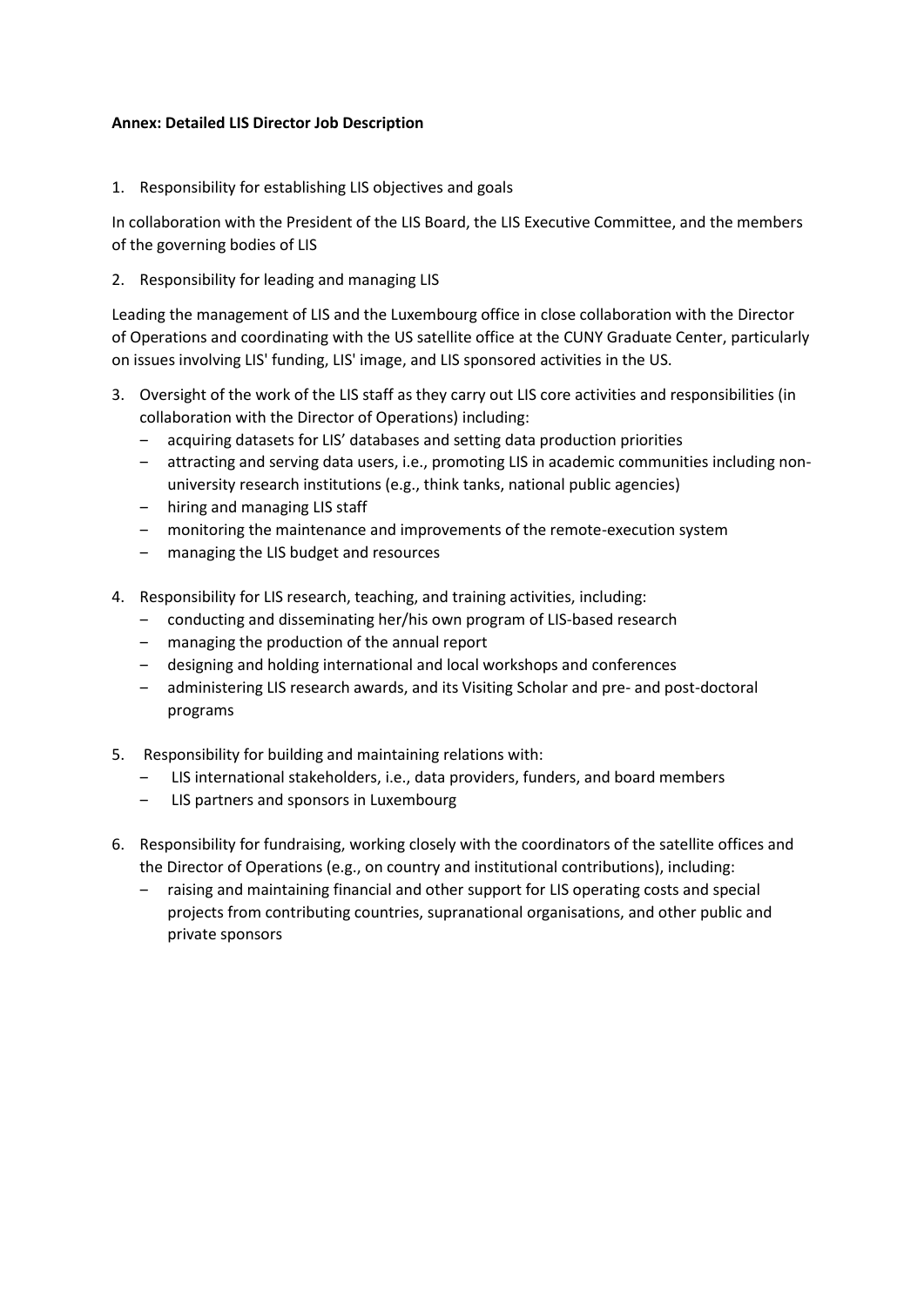**Annex: Detailed LIS Director Job Description**

1. Responsibility for establishing LIS objectives and goals

In collaboration with the President of the LIS Board, the LIS Executive Committee, and the members of the governing bodies of LIS

2. Responsibility for leading and managing LIS

Leading the management of LIS and the Luxembourg office in close collaboration with the Director of Operations and coordinating with the US satellite office at the CUNY Graduate Center, particularly on issues involving LIS' funding, LIS' image, and LIS sponsored activities in the US.

3. Oversight of the work of the LIS staff as they carry out LIS core activities and responsibilities (in collaboration with the Director of Operations) including:
   - acquiring datasets for LIS' databases and setting data production priorities
   - attracting and serving data users, i.e., promoting LIS in academic communities including non-university research institutions (e.g., think tanks, national public agencies)
   - hiring and managing LIS staff
   - monitoring the maintenance and improvements of the remote-execution system
   - managing the LIS budget and resources

4. Responsibility for LIS research, teaching, and training activities, including:
   - conducting and disseminating her/his own program of LIS-based research
   - managing the production of the annual report
   - designing and holding international and local workshops and conferences
   - administering LIS research awards, and its Visiting Scholar and pre- and post-doctoral programs

5. Responsibility for building and maintaining relations with:
   - LIS international stakeholders, i.e., data providers, funders, and board members
   - LIS partners and sponsors in Luxembourg

6. Responsibility for fundraising, working closely with the coordinators of the satellite offices and the Director of Operations (e.g., on country and institutional contributions), including:
   - raising and maintaining financial and other support for LIS operating costs and special projects from contributing countries, supranational organisations, and other public and private sponsors